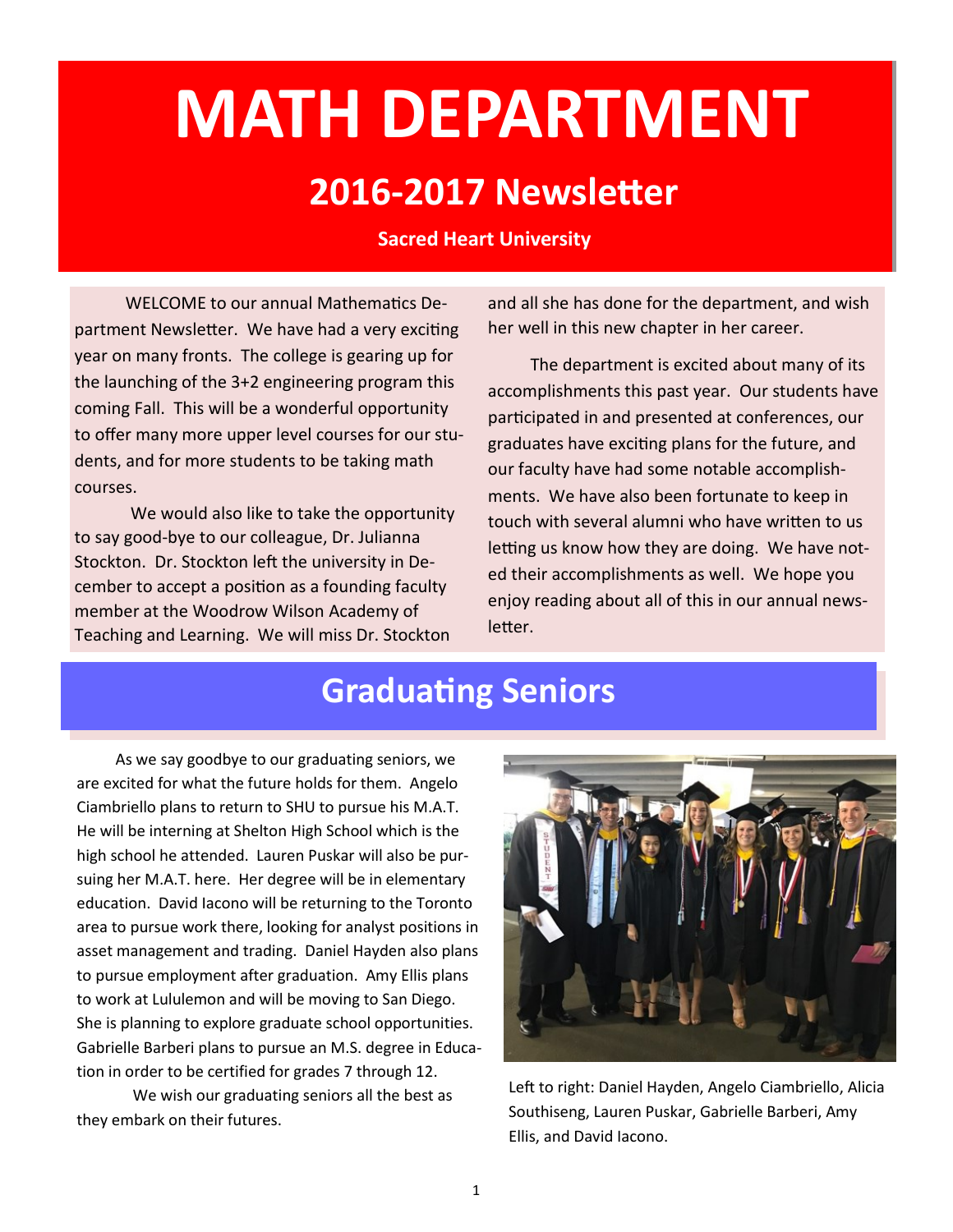# MATH DEPARTMENT

## 2016-2017 Newsletter

**Sacred Heart University**

WELCOME to our annual Mathematics Department Newsletter. We have had a very exciting year on many fronts. The college is gearing up for the launching of the 3+2 engineering program this coming Fall. This will be a wonderful opportunity to offer many more upper level courses for our students, and for more students to be taking math courses.

We would also like to take the opportunity to say good-bye to our colleague, Dr. Julianna Stockton. Dr. Stockton left the university in December to accept a position as a founding faculty member at the Woodrow Wilson Academy of Teaching and Learning. We will miss Dr. Stockton and all she has done for the department, and wish her well in this new chapter in her career.

The department is excited about many of its accomplishments this past year. Our students have participated in and presented at conferences, our graduates have exciting plans for the future, and our faculty have had some notable accomplishments. We have also been fortunate to keep in touch with several alumni who have written to us letting us know how they are doing. We have noted their accomplishments as well. We hope you enjoy reading about all of this in our annual newsletter.

## Graduating Seniors

As we say goodbye to our graduating seniors, we are excited for what the future holds for them. Angelo Ciambriello plans to return to SHU to pursue his M.A.T. He will be interning at Shelton High School which is the high school he attended. Lauren Puskar will also be pursuing her M.A.T. here. Her degree will be in elementary education. David Iacono will be returning to the Toronto area to pursue work there, looking for analyst positions in asset management and trading. Daniel Hayden also plans to pursue employment after graduation. Amy Ellis plans to work at Lululemon and will be moving to San Diego. She is planning to explore graduate school opportunities. Gabrielle Barberi plans to pursue an M.S. degree in Education in order to be certified for grades 7 through 12.

We wish our graduating seniors all the best as they embark on their futures.

Left to right: Daniel Hayden, Angelo Ciambriello, Alicia Southiseng, Lauren Puskar, Gabrielle Barberi, Amy Ellis, and David Iacono.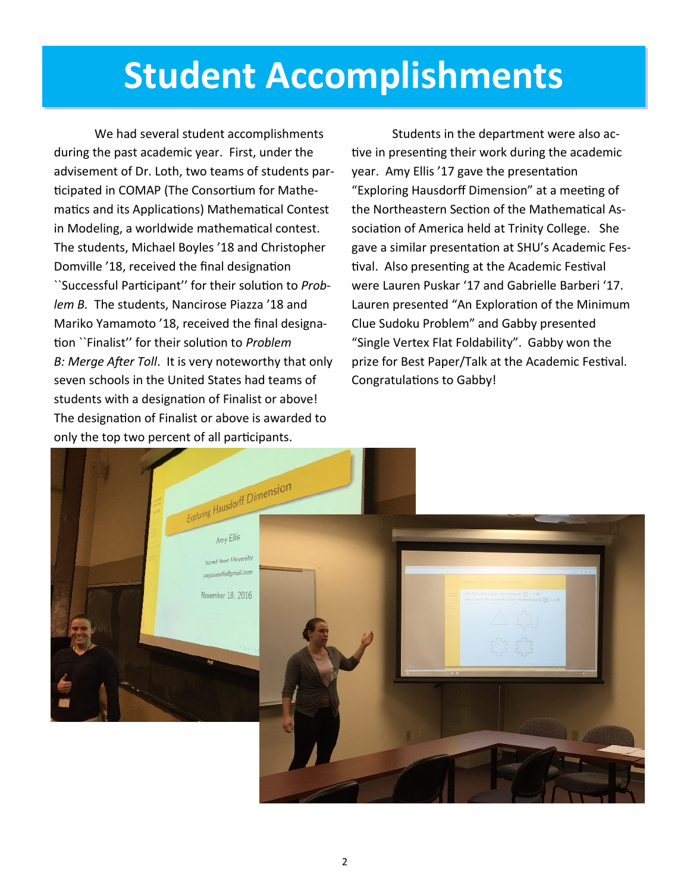# Student Accomplishments

We had several student accomplishments during the past academic year. First, under the advisement of Dr. Loth, two teams of students participated in COMAP (The Consortium for Mathematics and its Applications) Mathematical Contest in Modeling, a worldwide mathematical contest. The students, Michael Boyles '18 and Christopher Domville '18, received the final designation ``Successful Participant'' for their solution to *Problem B.* The students, Nancirose Piazza '18 and Mariko Yamamoto '18, received the final designation ``Finalist'' for their solution to *Problem B: Merge After Toll*. It is very noteworthy that only seven schools in the United States had teams of students with a designation of Finalist or above! The designation of Finalist or above is awarded to only the top two percent of all participants.

Students in the department were also active in presenting their work during the academic year. Amy Ellis '17 gave the presentation "Exploring Hausdorff Dimension" at a meeting of the Northeastern Section of the Mathematical Association of America held at Trinity College. She gave a similar presentation at SHU's Academic Festival. Also presenting at the Academic Festival were Lauren Puskar '17 and Gabrielle Barberi '17. Lauren presented "An Exploration of the Minimum Clue Sudoku Problem" and Gabby presented "Single Vertex Flat Foldability". Gabby won the prize for Best Paper/Talk at the Academic Festival. Congratulations to Gabby!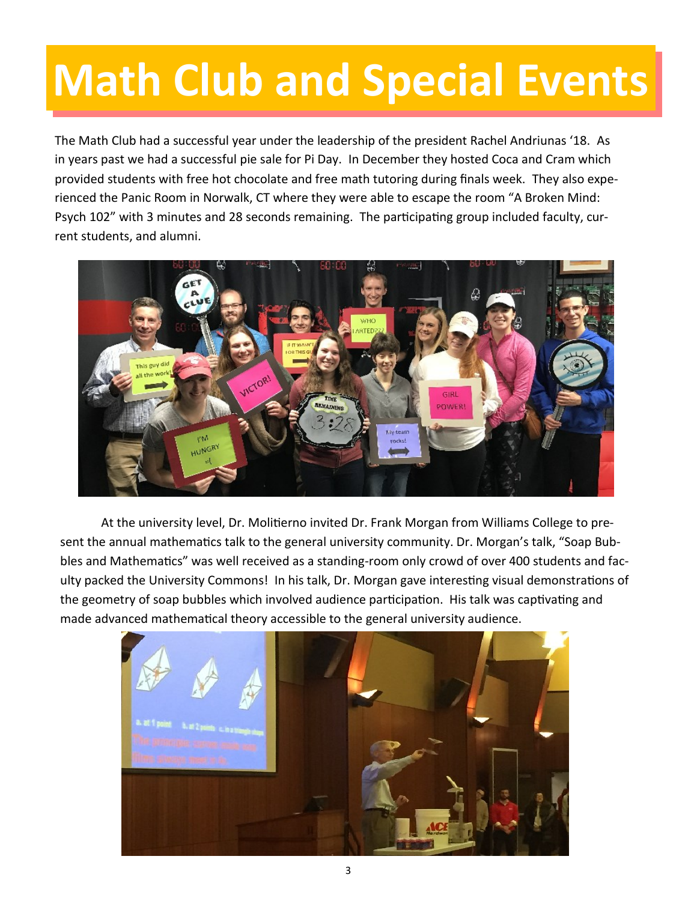# Math Club and Special Events

The Math Club had a successful year under the leadership of the president Rachel Andriunas '18. As in years past we had a successful pie sale for Pi Day. In December they hosted Coca and Cram which provided students with free hot chocolate and free math tutoring during finals week. They also experienced the Panic Room in Norwalk, CT where they were able to escape the room "A Broken Mind: Psych 102" with 3 minutes and 28 seconds remaining. The participating group included faculty, current students, and alumni.

At the university level, Dr. Molitierno invited Dr. Frank Morgan from Williams College to present the annual mathematics talk to the general university community. Dr. Morgan's talk, "Soap Bubbles and Mathematics" was well received as a standing-room only crowd of over 400 students and faculty packed the University Commons! In his talk, Dr. Morgan gave interesting visual demonstrations of the geometry of soap bubbles which involved audience participation. His talk was captivating and made advanced mathematical theory accessible to the general university audience.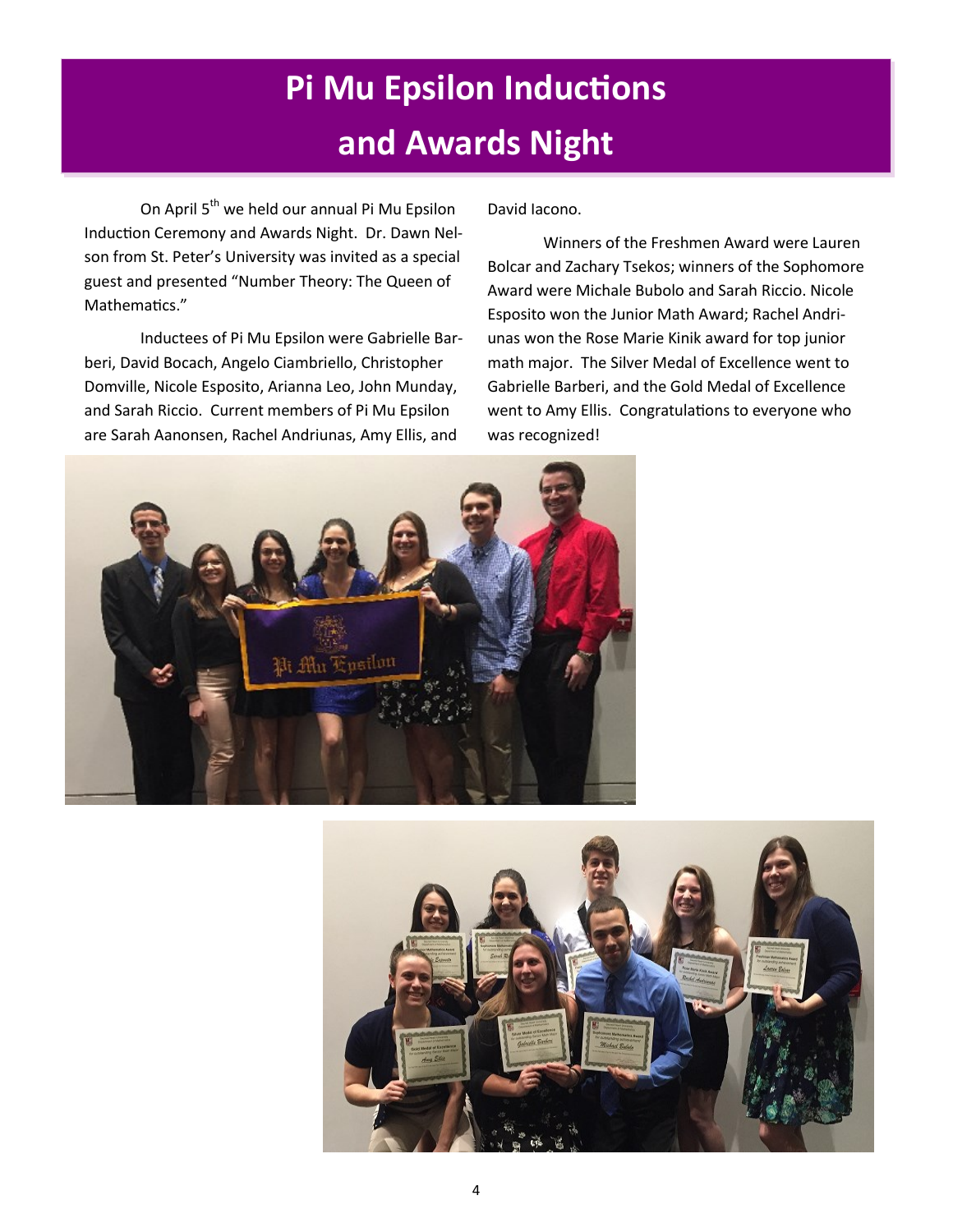# Pi Mu Epsilon Inductions and Awards Night

On April 5th we held our annual Pi Mu Epsilon Induction Ceremony and Awards Night. Dr. Dawn Nelson from St. Peter's University was invited as a special guest and presented "Number Theory: The Queen of Mathematics."

Inductees of Pi Mu Epsilon were Gabrielle Barberi, David Bocach, Angelo Ciambriello, Christopher Domville, Nicole Esposito, Arianna Leo, John Munday, and Sarah Riccio. Current members of Pi Mu Epsilon are Sarah Aanonsen, Rachel Andriunas, Amy Ellis, and David Iacono.

Winners of the Freshmen Award were Lauren Bolcar and Zachary Tsekos; winners of the Sophomore Award were Michale Bubolo and Sarah Riccio. Nicole Esposito won the Junior Math Award; Rachel Andriunas won the Rose Marie Kinik award for top junior math major. The Silver Medal of Excellence went to Gabrielle Barberi, and the Gold Medal of Excellence went to Amy Ellis. Congratulations to everyone who was recognized!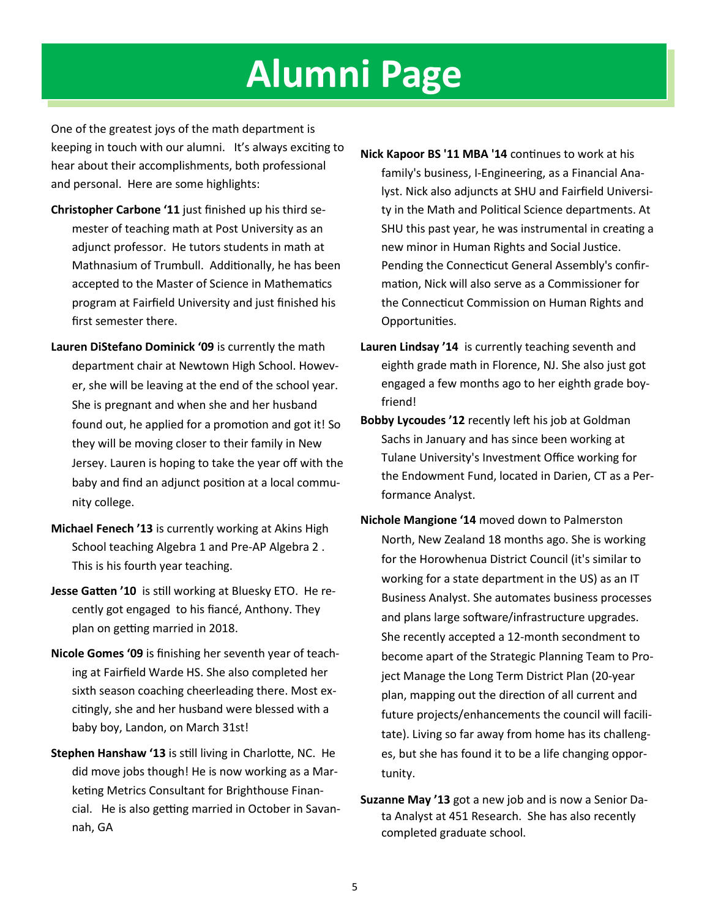# Alumni Page

One of the greatest joys of the math department is keeping in touch with our alumni. It's always exciting to hear about their accomplishments, both professional and personal. Here are some highlights:

**Christopher Carbone '11** just finished up his third semester of teaching math at Post University as an adjunct professor. He tutors students in math at Mathnasium of Trumbull. Additionally, he has been accepted to the Master of Science in Mathematics program at Fairfield University and just finished his first semester there.

**Lauren DiStefano Dominick '09** is currently the math department chair at Newtown High School. However, she will be leaving at the end of the school year. She is pregnant and when she and her husband found out, he applied for a promotion and got it! So they will be moving closer to their family in New Jersey. Lauren is hoping to take the year off with the baby and find an adjunct position at a local community college.

**Michael Fenech '13** is currently working at Akins High School teaching Algebra 1 and Pre-AP Algebra 2 . This is his fourth year teaching.

**Jesse Gatten '10** is still working at Bluesky ETO. He recently got engaged to his fiancé, Anthony. They plan on getting married in 2018.

**Nicole Gomes '09** is finishing her seventh year of teaching at Fairfield Warde HS. She also completed her sixth season coaching cheerleading there. Most excitingly, she and her husband were blessed with a baby boy, Landon, on March 31st!

**Stephen Hanshaw '13** is still living in Charlotte, NC. He did move jobs though! He is now working as a Marketing Metrics Consultant for Brighthouse Financial. He is also getting married in October in Savannah, GA

**Nick Kapoor BS '11 MBA '14** continues to work at his family's business, I-Engineering, as a Financial Analyst. Nick also adjuncts at SHU and Fairfield University in the Math and Political Science departments. At SHU this past year, he was instrumental in creating a new minor in Human Rights and Social Justice. Pending the Connecticut General Assembly's confirmation, Nick will also serve as a Commissioner for the Connecticut Commission on Human Rights and Opportunities.

**Lauren Lindsay '14** is currently teaching seventh and eighth grade math in Florence, NJ. She also just got engaged a few months ago to her eighth grade boyfriend!

**Bobby Lycoudes '12** recently left his job at Goldman Sachs in January and has since been working at Tulane University's Investment Office working for the Endowment Fund, located in Darien, CT as a Performance Analyst.

**Nichole Mangione '14** moved down to Palmerston North, New Zealand 18 months ago. She is working for the Horowhenua District Council (it's similar to working for a state department in the US) as an IT Business Analyst. She automates business processes and plans large software/infrastructure upgrades. She recently accepted a 12-month secondment to become apart of the Strategic Planning Team to Project Manage the Long Term District Plan (20-year plan, mapping out the direction of all current and future projects/enhancements the council will facilitate). Living so far away from home has its challenges, but she has found it to be a life changing opportunity.

**Suzanne May '13** got a new job and is now a Senior Data Analyst at 451 Research. She has also recently completed graduate school.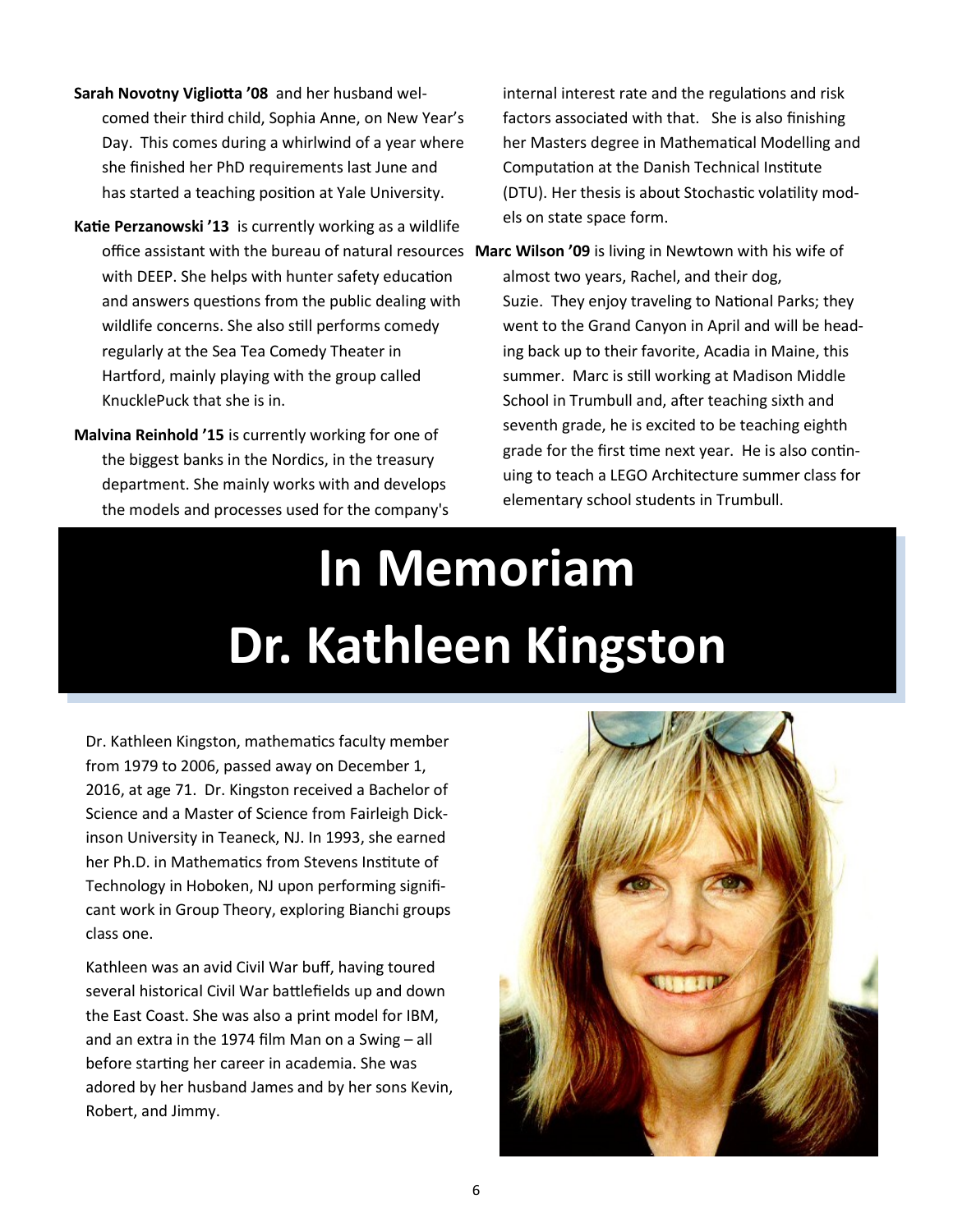**Sarah Novotny Vigliotta '08** and her husband welcomed their third child, Sophia Anne, on New Year's Day. This comes during a whirlwind of a year where she finished her PhD requirements last June and has started a teaching position at Yale University.

**Katie Perzanowski '13** is currently working as a wildlife office assistant with the bureau of natural resources with DEEP. She helps with hunter safety education and answers questions from the public dealing with wildlife concerns. She also still performs comedy regularly at the Sea Tea Comedy Theater in Hartford, mainly playing with the group called KnucklePuck that she is in.

**Malvina Reinhold '15** is currently working for one of the biggest banks in the Nordics, in the treasury department. She mainly works with and develops the models and processes used for the company's internal interest rate and the regulations and risk factors associated with that. She is also finishing her Masters degree in Mathematical Modelling and Computation at the Danish Technical Institute (DTU). Her thesis is about Stochastic volatility models on state space form.

**Marc Wilson '09** is living in Newtown with his wife of almost two years, Rachel, and their dog, Suzie. They enjoy traveling to National Parks; they went to the Grand Canyon in April and will be heading back up to their favorite, Acadia in Maine, this summer. Marc is still working at Madison Middle School in Trumbull and, after teaching sixth and seventh grade, he is excited to be teaching eighth grade for the first time next year. He is also continuing to teach a LEGO Architecture summer class for elementary school students in Trumbull.

# In Memoriam
# Dr. Kathleen Kingston

Dr. Kathleen Kingston, mathematics faculty member from 1979 to 2006, passed away on December 1, 2016, at age 71. Dr. Kingston received a Bachelor of Science and a Master of Science from Fairleigh Dickinson University in Teaneck, NJ. In 1993, she earned her Ph.D. in Mathematics from Stevens Institute of Technology in Hoboken, NJ upon performing significant work in Group Theory, exploring Bianchi groups class one.

Kathleen was an avid Civil War buff, having toured several historical Civil War battlefields up and down the East Coast. She was also a print model for IBM, and an extra in the 1974 film Man on a Swing – all before starting her career in academia. She was adored by her husband James and by her sons Kevin, Robert, and Jimmy.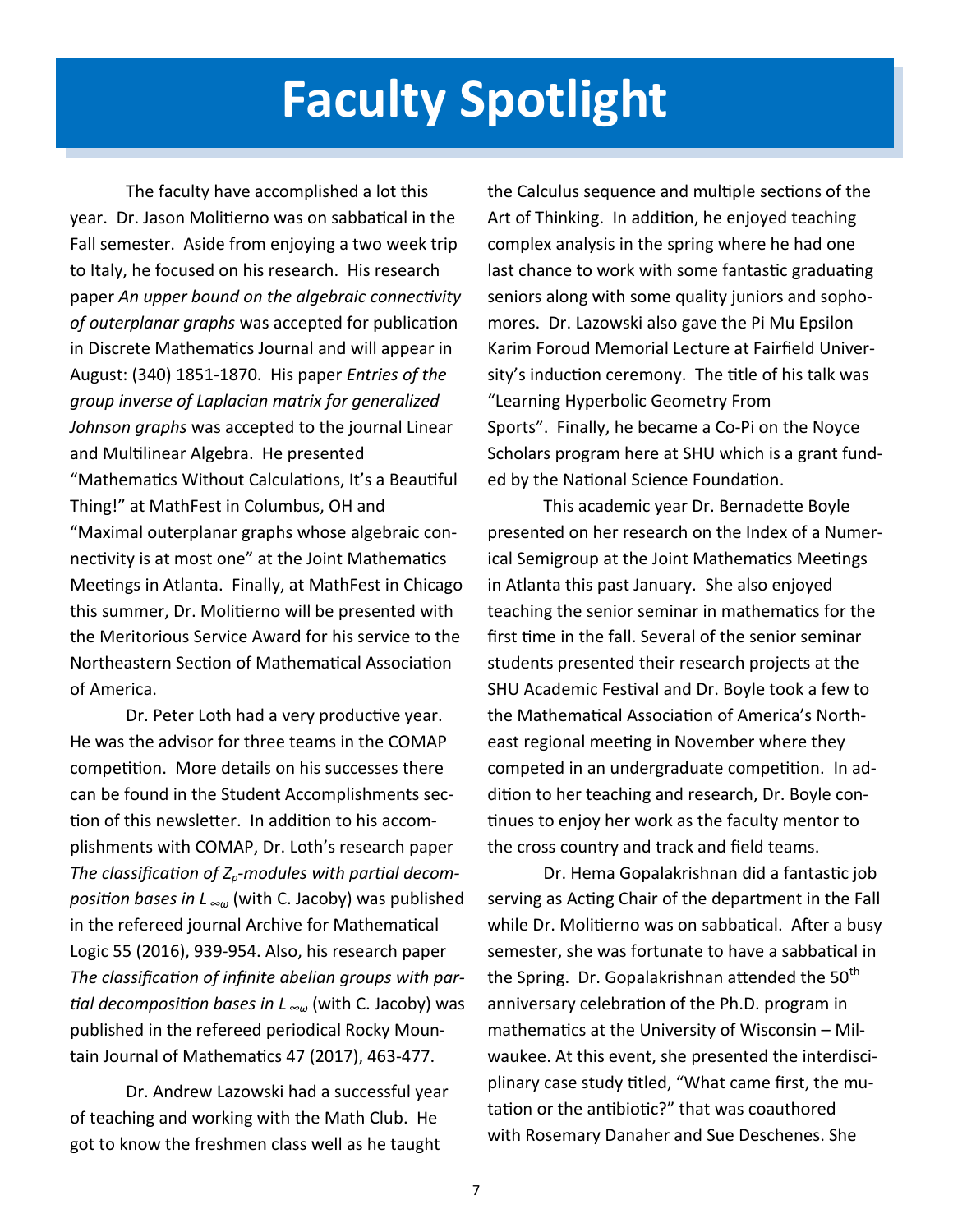# Faculty Spotlight

The faculty have accomplished a lot this year. Dr. Jason Molitierno was on sabbatical in the Fall semester. Aside from enjoying a two week trip to Italy, he focused on his research. His research paper *An upper bound on the algebraic connectivity of outerplanar graphs* was accepted for publication in Discrete Mathematics Journal and will appear in August: (340) 1851-1870. His paper *Entries of the group inverse of Laplacian matrix for generalized Johnson graphs* was accepted to the journal Linear and Multilinear Algebra. He presented "Mathematics Without Calculations, It's a Beautiful Thing!" at MathFest in Columbus, OH and "Maximal outerplanar graphs whose algebraic connectivity is at most one" at the Joint Mathematics Meetings in Atlanta. Finally, at MathFest in Chicago this summer, Dr. Molitierno will be presented with the Meritorious Service Award for his service to the Northeastern Section of Mathematical Association of America.

Dr. Peter Loth had a very productive year. He was the advisor for three teams in the COMAP competition. More details on his successes there can be found in the Student Accomplishments section of this newsletter. In addition to his accomplishments with COMAP, Dr. Loth's research paper *The classification of $Z_p$-modules with partial decomposition bases in $L_{\infty\omega}$* (with C. Jacoby) was published in the refereed journal Archive for Mathematical Logic 55 (2016), 939-954. Also, his research paper *The classification of infinite abelian groups with partial decomposition bases in $L_{\infty\omega}$* (with C. Jacoby) was published in the refereed periodical Rocky Mountain Journal of Mathematics 47 (2017), 463-477.

Dr. Andrew Lazowski had a successful year of teaching and working with the Math Club. He got to know the freshmen class well as he taught the Calculus sequence and multiple sections of the Art of Thinking. In addition, he enjoyed teaching complex analysis in the spring where he had one last chance to work with some fantastic graduating seniors along with some quality juniors and sophomores. Dr. Lazowski also gave the Pi Mu Epsilon Karim Foroud Memorial Lecture at Fairfield University's induction ceremony. The title of his talk was "Learning Hyperbolic Geometry From Sports". Finally, he became a Co-Pi on the Noyce Scholars program here at SHU which is a grant funded by the National Science Foundation.

This academic year Dr. Bernadette Boyle presented on her research on the Index of a Numerical Semigroup at the Joint Mathematics Meetings in Atlanta this past January. She also enjoyed teaching the senior seminar in mathematics for the first time in the fall. Several of the senior seminar students presented their research projects at the SHU Academic Festival and Dr. Boyle took a few to the Mathematical Association of America's Northeast regional meeting in November where they competed in an undergraduate competition. In addition to her teaching and research, Dr. Boyle continues to enjoy her work as the faculty mentor to the cross country and track and field teams.

Dr. Hema Gopalakrishnan did a fantastic job serving as Acting Chair of the department in the Fall while Dr. Molitierno was on sabbatical. After a busy semester, she was fortunate to have a sabbatical in the Spring. Dr. Gopalakrishnan attended the 50th anniversary celebration of the Ph.D. program in mathematics at the University of Wisconsin – Milwaukee. At this event, she presented the interdisciplinary case study titled, "What came first, the mutation or the antibiotic?" that was coauthored with Rosemary Danaher and Sue Deschenes. She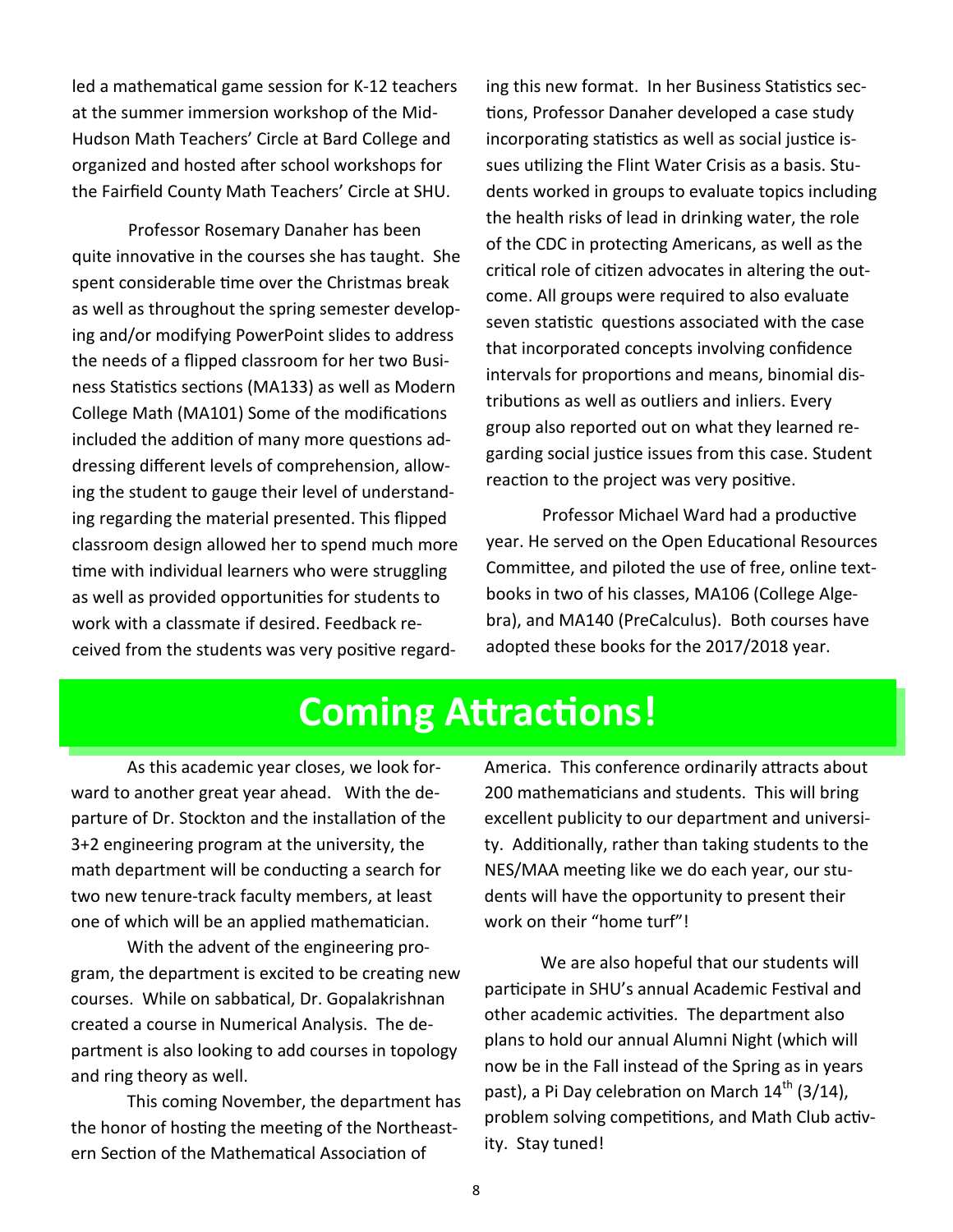led a mathematical game session for K-12 teachers at the summer immersion workshop of the Mid-Hudson Math Teachers' Circle at Bard College and organized and hosted after school workshops for the Fairfield County Math Teachers' Circle at SHU.

Professor Rosemary Danaher has been quite innovative in the courses she has taught. She spent considerable time over the Christmas break as well as throughout the spring semester developing and/or modifying PowerPoint slides to address the needs of a flipped classroom for her two Business Statistics sections (MA133) as well as Modern College Math (MA101) Some of the modifications included the addition of many more questions addressing different levels of comprehension, allowing the student to gauge their level of understanding regarding the material presented. This flipped classroom design allowed her to spend much more time with individual learners who were struggling as well as provided opportunities for students to work with a classmate if desired. Feedback received from the students was very positive regarding this new format. In her Business Statistics sections, Professor Danaher developed a case study incorporating statistics as well as social justice issues utilizing the Flint Water Crisis as a basis. Students worked in groups to evaluate topics including the health risks of lead in drinking water, the role of the CDC in protecting Americans, as well as the critical role of citizen advocates in altering the outcome. All groups were required to also evaluate seven statistic questions associated with the case that incorporated concepts involving confidence intervals for proportions and means, binomial distributions as well as outliers and inliers. Every group also reported out on what they learned regarding social justice issues from this case. Student reaction to the project was very positive.

Professor Michael Ward had a productive year. He served on the Open Educational Resources Committee, and piloted the use of free, online textbooks in two of his classes, MA106 (College Algebra), and MA140 (PreCalculus). Both courses have adopted these books for the 2017/2018 year.

# Coming Attractions!

As this academic year closes, we look forward to another great year ahead. With the departure of Dr. Stockton and the installation of the 3+2 engineering program at the university, the math department will be conducting a search for two new tenure-track faculty members, at least one of which will be an applied mathematician.

With the advent of the engineering program, the department is excited to be creating new courses. While on sabbatical, Dr. Gopalakrishnan created a course in Numerical Analysis. The department is also looking to add courses in topology and ring theory as well.

This coming November, the department has the honor of hosting the meeting of the Northeastern Section of the Mathematical Association of America. This conference ordinarily attracts about 200 mathematicians and students. This will bring excellent publicity to our department and university. Additionally, rather than taking students to the NES/MAA meeting like we do each year, our students will have the opportunity to present their work on their "home turf"!

We are also hopeful that our students will participate in SHU's annual Academic Festival and other academic activities. The department also plans to hold our annual Alumni Night (which will now be in the Fall instead of the Spring as in years past), a Pi Day celebration on March 14th (3/14), problem solving competitions, and Math Club activity. Stay tuned!